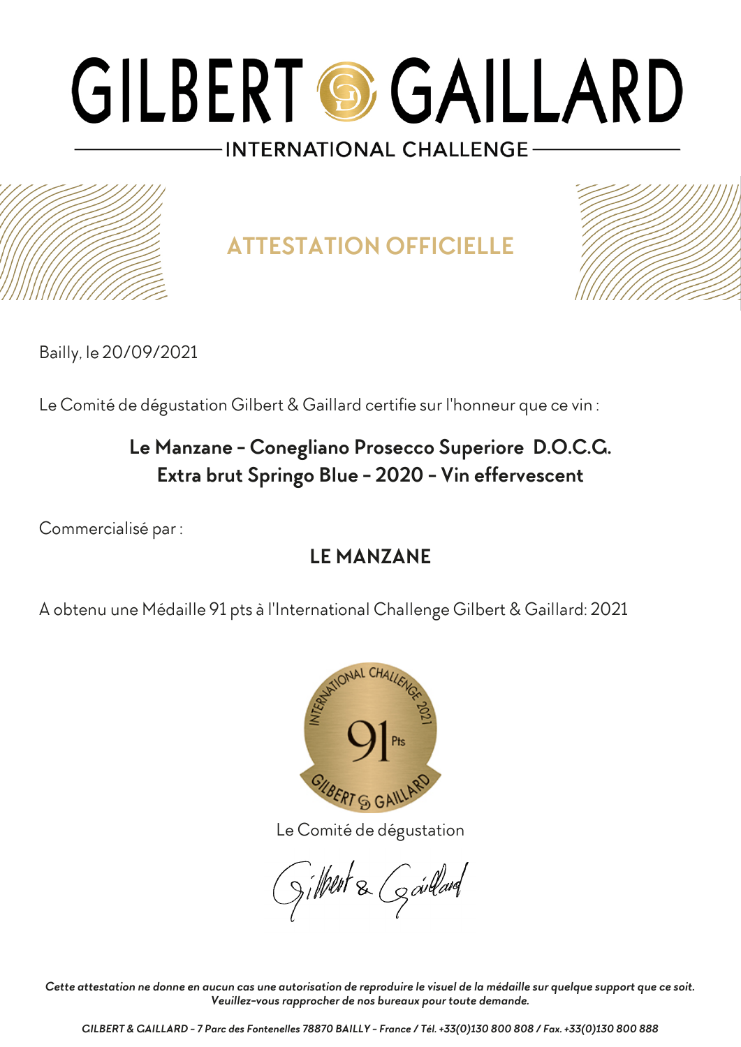# GILBERT GAILLARD

INTERNATIONAL CHALLENGE

## ATTESTATION OFFICIELLE

Bailly, le 20/09/2021

Le Comité de dégustation Gilbert & Gaillard certifie sur l'honneur que ce vin :

**Le Manzane - Conegliano Prosecco Superiore D.O.C.G.**
**Extra brut Springo Blue - 2020 - Vin effervescent**

Commercialisé par :

**LE MANZANE**

A obtenu une Médaille 91 pts à l'International Challenge Gilbert & Gaillard: 2021

Le Comité de dégustation

*Cette attestation ne donne en aucun cas une autorisation de reproduire le visuel de la médaille sur quelque support que ce soit. Veuillez-vous rapprocher de nos bureaux pour toute demande.*

*GILBERT & GAILLARD - 7 Parc des Fontenelles 78870 BAILLY - France / Tél. +33(0)130 800 808 / Fax. +33(0)130 800 888*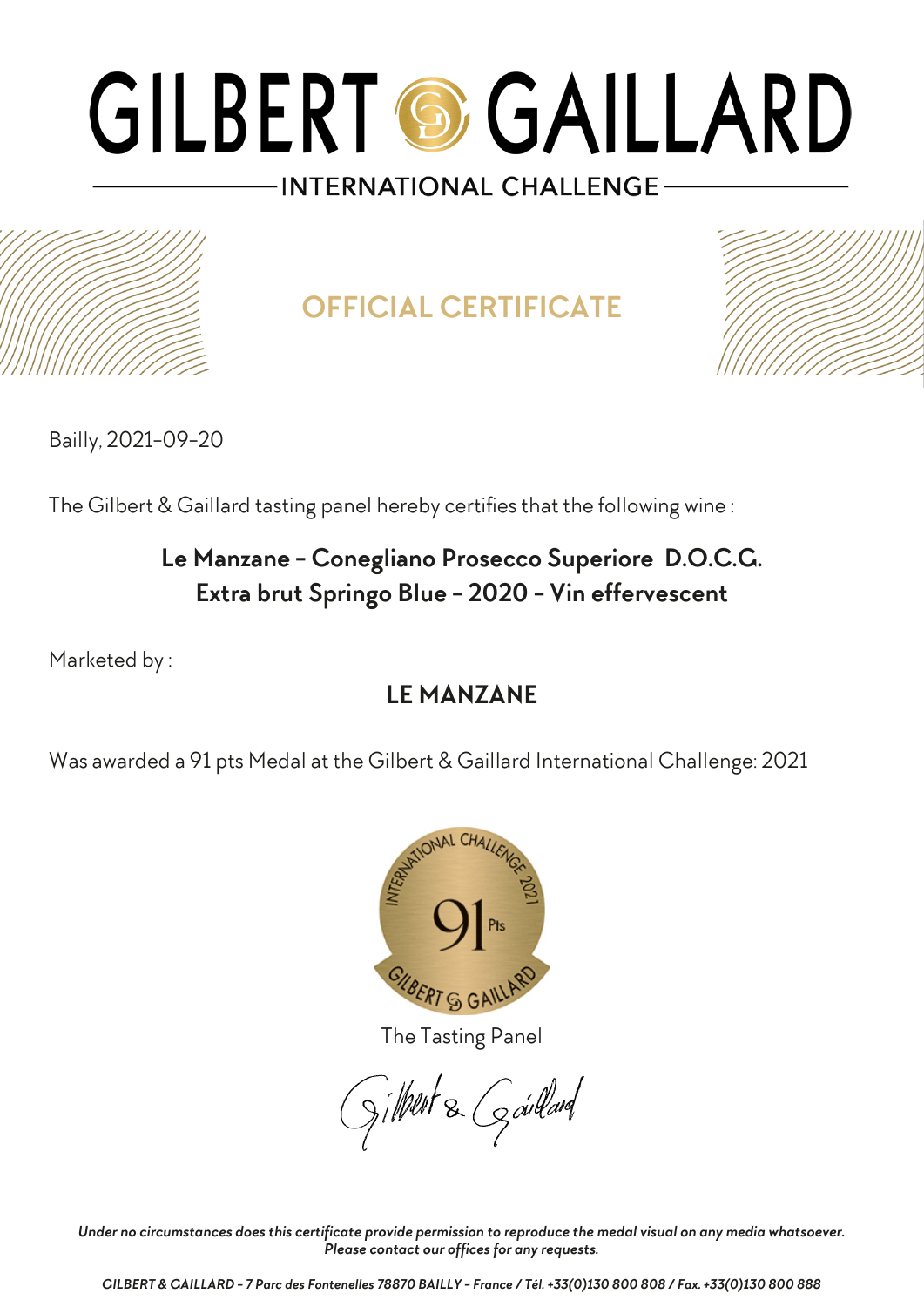# GILBERT & GAILLARD

INTERNATIONAL CHALLENGE

## OFFICIAL CERTIFICATE

Bailly, 2021-09-20

The Gilbert & Gaillard tasting panel hereby certifies that the following wine :

**Le Manzane - Conegliano Prosecco Superiore D.O.C.G.**
**Extra brut Springo Blue - 2020 - Vin effervescent**

Marketed by :

**LE MANZANE**

Was awarded a 91 pts Medal at the Gilbert & Gaillard International Challenge: 2021

The Tasting Panel

Gilbert & Gaillard

*Under no circumstances does this certificate provide permission to reproduce the medal visual on any media whatsoever.*
*Please contact our offices for any requests.*

*GILBERT & GAILLARD - 7 Parc des Fontenelles 78870 BAILLY - France / Tél. +33(0)130 800 808 / Fax. +33(0)130 800 888*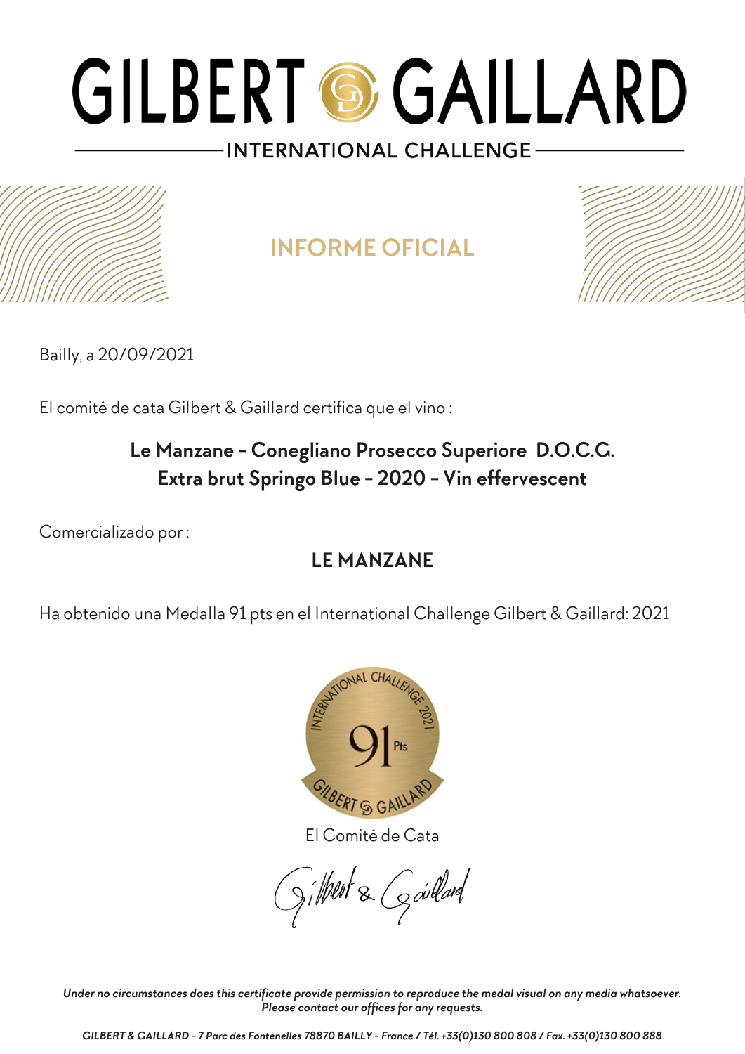# GILBERT & GAILLARD

INTERNATIONAL CHALLENGE

## INFORME OFICIAL

Bailly, a 20/09/2021

El comité de cata Gilbert & Gaillard certifica que el vino :

**Le Manzane - Conegliano Prosecco Superiore D.O.C.G.**
**Extra brut Springo Blue - 2020 - Vin effervescent**

Comercializado por :

**LE MANZANE**

Ha obtenido una Medalla 91 pts en el International Challenge Gilbert & Gaillard: 2021

El Comité de Cata

Gilbert & Gaillard

*Under no circumstances does this certificate provide permission to reproduce the medal visual on any media whatsoever.*
*Please contact our offices for any requests.*

*GILBERT & GAILLARD - 7 Parc des Fontenelles 78870 BAILLY - France / Tél. +33(0)130 800 808 / Fax. +33(0)130 800 888*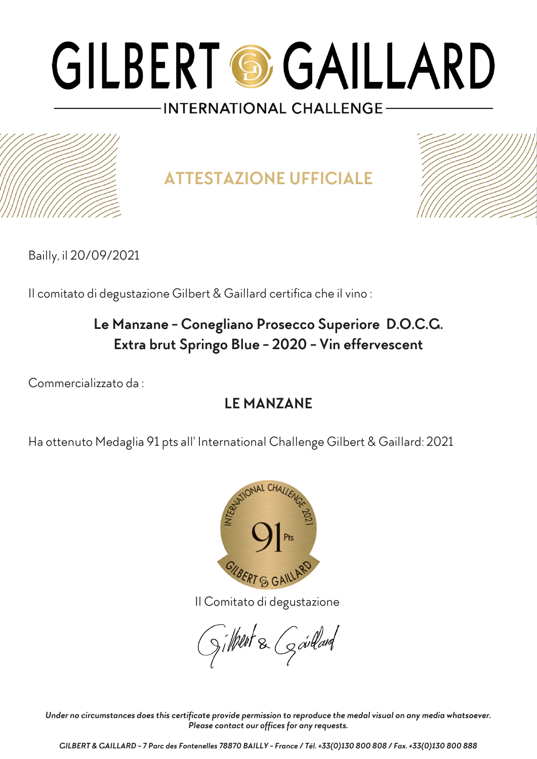# GILBERT & GAILLARD

INTERNATIONAL CHALLENGE

## ATTESTAZIONE UFFICIALE

Bailly, il 20/09/2021

Il comitato di degustazione Gilbert & Gaillard certifica che il vino :

**Le Manzane - Conegliano Prosecco Superiore D.O.C.G.**
**Extra brut Springo Blue - 2020 - Vin effervescent**

Commercializzato da :

**LE MANZANE**

Ha ottenuto Medaglia 91 pts all' International Challenge Gilbert & Gaillard: 2021

INTERNATIONAL CHALLENGE 2021
91 Pts
GILBERT & GAILLARD

Il Comitato di degustazione

Gilbert & Gaillard

*Under no circumstances does this certificate provide permission to reproduce the medal visual on any media whatsoever.*
*Please contact our offices for any requests.*

*GILBERT & GAILLARD - 7 Parc des Fontenelles 78870 BAILLY - France / Tél. +33(0)130 800 808 / Fax. +33(0)130 800 888*